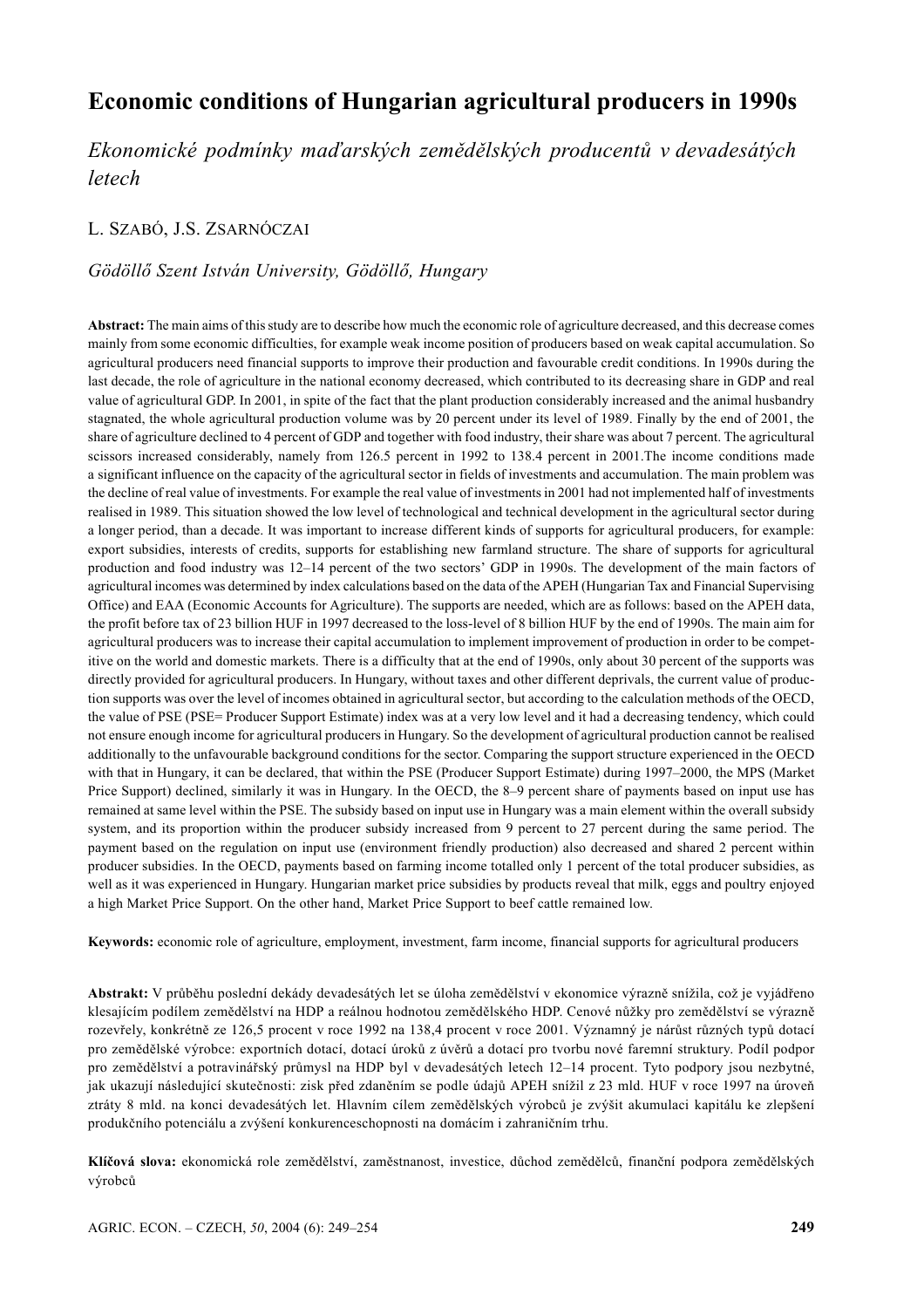# Economic conditions of Hungarian agricultural producers in 1990s

*Ekonomické podmínky maďarských zemědělských producentů v devadesátých letech*

L. Szabó, J.S. Zsarnóczai

*Gödöllő Szent István University, Gödöllő, Hungary*

**Abstract:** The main aims of this study are to describe how much the economic role of agriculture decreased, and this decrease comes mainly from some economic difficulties, for example weak income position of producers based on weak capital accumulation. So agricultural producers need financial supports to improve their production and favourable credit conditions. In 1990s during the last decade, the role of agriculture in the national economy decreased, which contributed to its decreasing share in GDP and real value of agricultural GDP. In 2001, in spite of the fact that the plant production considerably increased and the animal husbandry stagnated, the whole agricultural production volume was by 20 percent under its level of 1989. Finally by the end of 2001, the share of agriculture declined to 4 percent of GDP and together with food industry, their share was about 7 percent. The agricultural scissors increased considerably, namely from 126.5 percent in 1992 to 138.4 percent in 2001.The income conditions made a significant influence on the capacity of the agricultural sector in fields of investments and accumulation. The main problem was the decline of real value of investments. For example the real value of investments in 2001 had not implemented half of investments realised in 1989. This situation showed the low level of technological and technical development in the agricultural sector during a longer period, than a decade. It was important to increase different kinds of supports for agricultural producers, for example: export subsidies, interests of credits, supports for establishing new farmland structure. The share of supports for agricultural production and food industry was 12–14 percent of the two sectors' GDP in 1990s. The development of the main factors of agricultural incomes was determined by index calculations based on the data of the APEH (Hungarian Tax and Financial Supervising Office) and EAA (Economic Accounts for Agriculture). The supports are needed, which are as follows: based on the APEH data, the profit before tax of 23 billion HUF in 1997 decreased to the loss-level of 8 billion HUF by the end of 1990s. The main aim for agricultural producers was to increase their capital accumulation to implement improvement of production in order to be competitive on the world and domestic markets. There is a difficulty that at the end of 1990s, only about 30 percent of the supports was directly provided for agricultural producers. In Hungary, without taxes and other different deprivals, the current value of production supports was over the level of incomes obtained in agricultural sector, but according to the calculation methods of the OECD, the value of PSE (PSE= Producer Support Estimate) index was at a very low level and it had a decreasing tendency, which could not ensure enough income for agricultural producers in Hungary. So the development of agricultural production cannot be realised additionally to the unfavourable background conditions for the sector. Comparing the support structure experienced in the OECD with that in Hungary, it can be declared, that within the PSE (Producer Support Estimate) during 1997–2000, the MPS (Market Price Support) declined, similarly it was in Hungary. In the OECD, the 8–9 percent share of payments based on input use has remained at same level within the PSE. The subsidy based on input use in Hungary was a main element within the overall subsidy system, and its proportion within the producer subsidy increased from 9 percent to 27 percent during the same period. The payment based on the regulation on input use (environment friendly production) also decreased and shared 2 percent within producer subsidies. In the OECD, payments based on farming income totalled only 1 percent of the total producer subsidies, as well as it was experienced in Hungary. Hungarian market price subsidies by products reveal that milk, eggs and poultry enjoyed a high Market Price Support. On the other hand, Market Price Support to beef cattle remained low.

**Keywords:** economic role of agriculture, employment, investment, farm income, financial supports for agricultural producers

**Abstrakt:** V průběhu poslední dekády devadesátých let se úloha zemědělství v ekonomice výrazně snížila, což je vyjádřeno klesajícím podílem zemědělství na HDP a reálnou hodnotou zemědělského HDP. Cenové nůžky pro zemědělství se výrazně rozevřely, konkrétně ze 126,5 procent v roce 1992 na 138,4 procent v roce 2001. Významný je nárůst různých typů dotací pro zemědělské výrobce: exportních dotací, dotací úroků z úvěrů a dotací pro tvorbu nové faremní struktury. Podíl podpor pro zemědělství a potravinářský průmysl na HDP byl v devadesátých letech 12–14 procent. Tyto podpory jsou nezbytné, jak ukazují následující skutečnosti: zisk před zdaněním se podle údajů APEH snížil z 23 mld. HUF v roce 1997 na úroveň ztráty 8 mld. na konci devadesátých let. Hlavním cílem zemědělských výrobců je zvýšit akumulaci kapitálu ke zlepšení produkčního potenciálu a zvýšení konkurenceschopnosti na domácím i zahraničním trhu.

**Klíčová slova:** ekonomická role zemědělství, zaměstnanost, investice, důchod zemědělců, finanční podpora zemědělských výrobců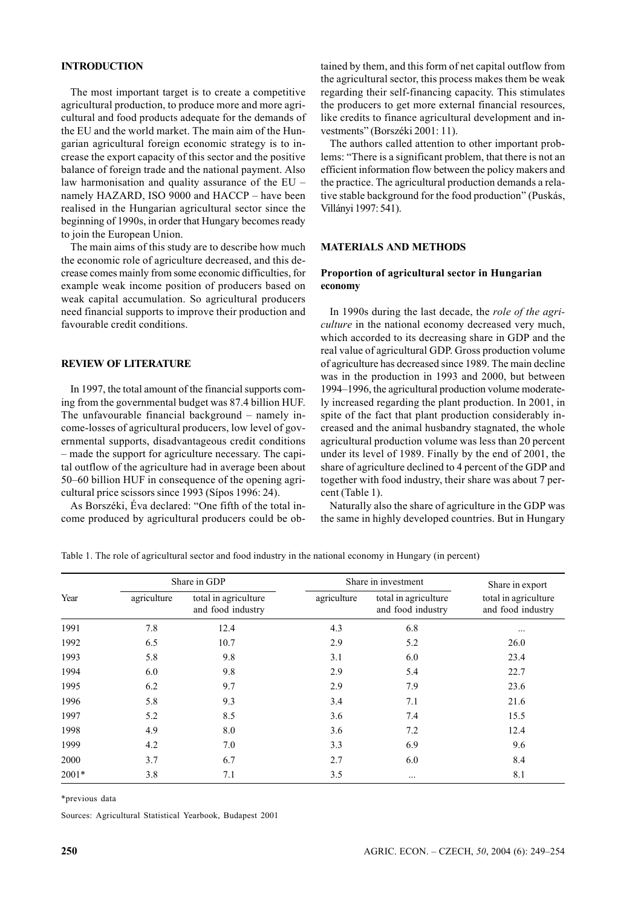## INTRODUCTION

The most important target is to create a competitive agricultural production, to produce more and more agricultural and food products adequate for the demands of the EU and the world market. The main aim of the Hungarian agricultural foreign economic strategy is to increase the export capacity of this sector and the positive balance of foreign trade and the national payment. Also law harmonisation and quality assurance of the EU – namely HAZARD, ISO 9000 and HACCP – have been realised in the Hungarian agricultural sector since the beginning of 1990s, in order that Hungary becomes ready to join the European Union.

The main aims of this study are to describe how much the economic role of agriculture decreased, and this decrease comes mainly from some economic difficulties, for example weak income position of producers based on weak capital accumulation. So agricultural producers need financial supports to improve their production and favourable credit conditions.

## REVIEW OF LITERATURE

In 1997, the total amount of the financial supports coming from the governmental budget was 87.4 billion HUF. The unfavourable financial background – namely income-losses of agricultural producers, low level of governmental supports, disadvantageous credit conditions – made the support for agriculture necessary. The capital outflow of the agriculture had in average been about 50–60 billion HUF in consequence of the opening agricultural price scissors since 1993 (Sípos 1996: 24).

As Borszéki, Éva declared: "One fifth of the total income produced by agricultural producers could be obtained by them, and this form of net capital outflow from the agricultural sector, this process makes them be weak regarding their self-financing capacity. This stimulates the producers to get more external financial resources, like credits to finance agricultural development and investments" (Borszéki 2001: 11).

The authors called attention to other important problems: "There is a significant problem, that there is not an efficient information flow between the policy makers and the practice. The agricultural production demands a relative stable background for the food production" (Puskás, Villányi 1997: 541).

## MATERIALS AND METHODS

### Proportion of agricultural sector in Hungarian economy

In 1990s during the last decade, the *role of the agriculture* in the national economy decreased very much, which accorded to its decreasing share in GDP and the real value of agricultural GDP. Gross production volume of agriculture has decreased since 1989. The main decline was in the production in 1993 and 2000, but between 1994–1996, the agricultural production volume moderately increased regarding the plant production. In 2001, in spite of the fact that plant production considerably increased and the animal husbandry stagnated, the whole agricultural production volume was less than 20 percent under its level of 1989. Finally by the end of 2001, the share of agriculture declined to 4 percent of the GDP and together with food industry, their share was about 7 percent (Table 1).

Naturally also the share of agriculture in the GDP was the same in highly developed countries. But in Hungary

Table 1. The role of agricultural sector and food industry in the national economy in Hungary (in percent)

| Year | Share in GDP | | Share in investment | | Share in export |
|---|---|---|---|---|---|
| | agriculture | total in agriculture and food industry | agriculture | total in agriculture and food industry | total in agriculture and food industry |
| 1991 | 7.8 | 12.4 | 4.3 | 6.8 | ... |
| 1992 | 6.5 | 10.7 | 2.9 | 5.2 | 26.0 |
| 1993 | 5.8 | 9.8 | 3.1 | 6.0 | 23.4 |
| 1994 | 6.0 | 9.8 | 2.9 | 5.4 | 22.7 |
| 1995 | 6.2 | 9.7 | 2.9 | 7.9 | 23.6 |
| 1996 | 5.8 | 9.3 | 3.4 | 7.1 | 21.6 |
| 1997 | 5.2 | 8.5 | 3.6 | 7.4 | 15.5 |
| 1998 | 4.9 | 8.0 | 3.6 | 7.2 | 12.4 |
| 1999 | 4.2 | 7.0 | 3.3 | 6.9 | 9.6 |
| 2000 | 3.7 | 6.7 | 2.7 | 6.0 | 8.4 |
| 2001* | 3.8 | 7.1 | 3.5 | ... | 8.1 |

*previous data

Sources: Agricultural Statistical Yearbook, Budapest 2001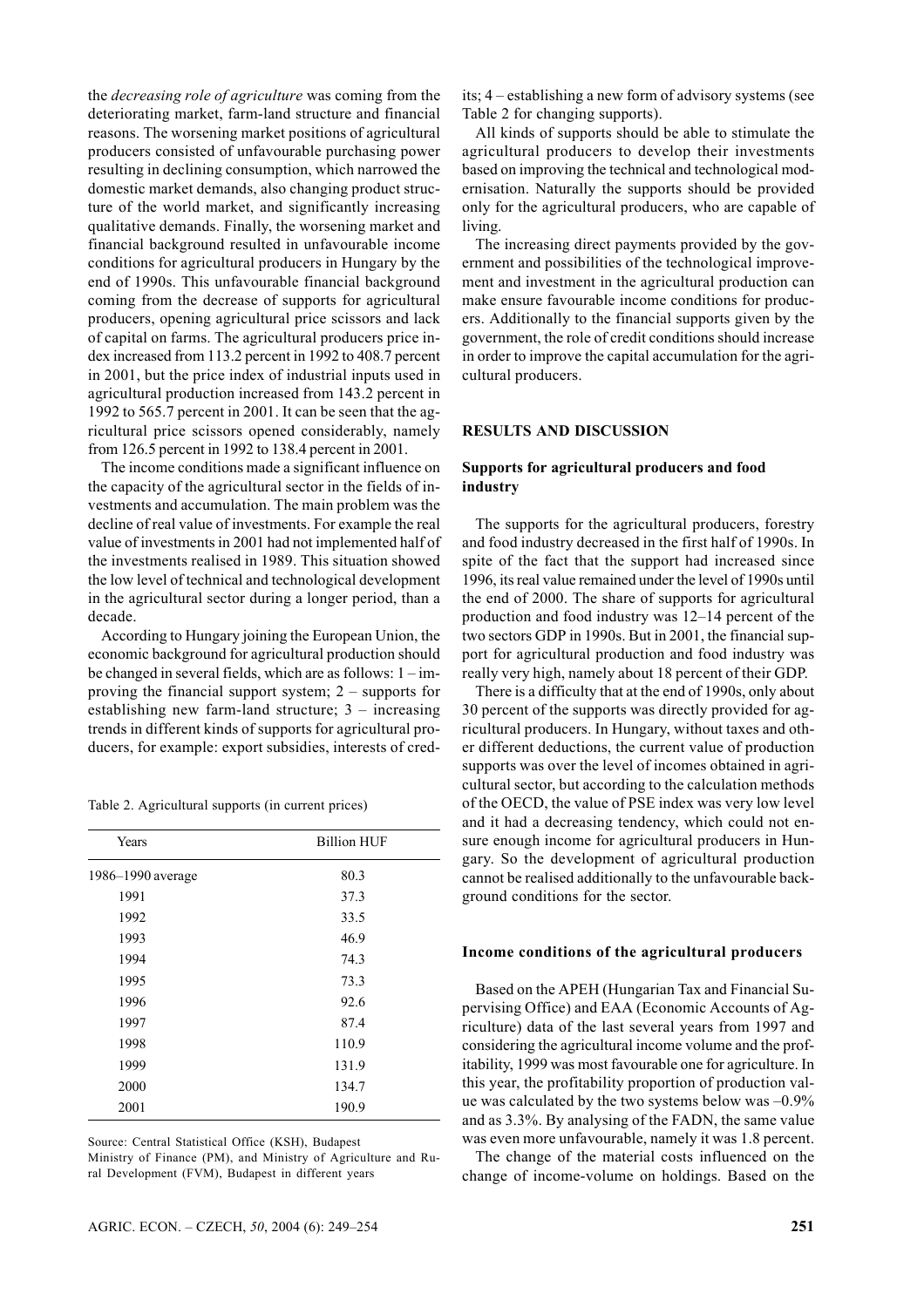the *decreasing role of agriculture* was coming from the deteriorating market, farm-land structure and financial reasons. The worsening market positions of agricultural producers consisted of unfavourable purchasing power resulting in declining consumption, which narrowed the domestic market demands, also changing product structure of the world market, and significantly increasing qualitative demands. Finally, the worsening market and financial background resulted in unfavourable income conditions for agricultural producers in Hungary by the end of 1990s. This unfavourable financial background coming from the decrease of supports for agricultural producers, opening agricultural price scissors and lack of capital on farms. The agricultural producers price index increased from 113.2 percent in 1992 to 408.7 percent in 2001, but the price index of industrial inputs used in agricultural production increased from 143.2 percent in 1992 to 565.7 percent in 2001. It can be seen that the agricultural price scissors opened considerably, namely from 126.5 percent in 1992 to 138.4 percent in 2001.

The income conditions made a significant influence on the capacity of the agricultural sector in the fields of investments and accumulation. The main problem was the decline of real value of investments. For example the real value of investments in 2001 had not implemented half of the investments realised in 1989. This situation showed the low level of technical and technological development in the agricultural sector during a longer period, than a decade.

According to Hungary joining the European Union, the economic background for agricultural production should be changed in several fields, which are as follows: 1 – improving the financial support system; 2 – supports for establishing new farm-land structure; 3 – increasing trends in different kinds of supports for agricultural producers, for example: export subsidies, interests of credits; 4 – establishing a new form of advisory systems (see Table 2 for changing supports).

Table 2. Agricultural supports (in current prices)

| Years | Billion HUF |
|---|---|
| 1986–1990 average | 80.3 |
| 1991 | 37.3 |
| 1992 | 33.5 |
| 1993 | 46.9 |
| 1994 | 74.3 |
| 1995 | 73.3 |
| 1996 | 92.6 |
| 1997 | 87.4 |
| 1998 | 110.9 |
| 1999 | 131.9 |
| 2000 | 134.7 |
| 2001 | 190.9 |

Source: Central Statistical Office (KSH), Budapest
Ministry of Finance (PM), and Ministry of Agriculture and Rural Development (FVM), Budapest in different years

All kinds of supports should be able to stimulate the agricultural producers to develop their investments based on improving the technical and technological modernisation. Naturally the supports should be provided only for the agricultural producers, who are capable of living.

The increasing direct payments provided by the government and possibilities of the technological improvement and investment in the agricultural production can make ensure favourable income conditions for producers. Additionally to the financial supports given by the government, the role of credit conditions should increase in order to improve the capital accumulation for the agricultural producers.

## RESULTS AND DISCUSSION

### Supports for agricultural producers and food industry

The supports for the agricultural producers, forestry and food industry decreased in the first half of 1990s. In spite of the fact that the support had increased since 1996, its real value remained under the level of 1990s until the end of 2000. The share of supports for agricultural production and food industry was 12–14 percent of the two sectors GDP in 1990s. But in 2001, the financial support for agricultural production and food industry was really very high, namely about 18 percent of their GDP.

There is a difficulty that at the end of 1990s, only about 30 percent of the supports was directly provided for agricultural producers. In Hungary, without taxes and other different deductions, the current value of production supports was over the level of incomes obtained in agricultural sector, but according to the calculation methods of the OECD, the value of PSE index was very low level and it had a decreasing tendency, which could not ensure enough income for agricultural producers in Hungary. So the development of agricultural production cannot be realised additionally to the unfavourable background conditions for the sector.

### Income conditions of the agricultural producers

Based on the APEH (Hungarian Tax and Financial Supervising Office) and EAA (Economic Accounts of Agriculture) data of the last several years from 1997 and considering the agricultural income volume and the profitability, 1999 was most favourable one for agriculture. In this year, the profitability proportion of production value was calculated by the two systems below was –0.9% and as 3.3%. By analysing of the FADN, the same value was even more unfavourable, namely it was 1.8 percent.

The change of the material costs influenced on the change of income-volume on holdings. Based on the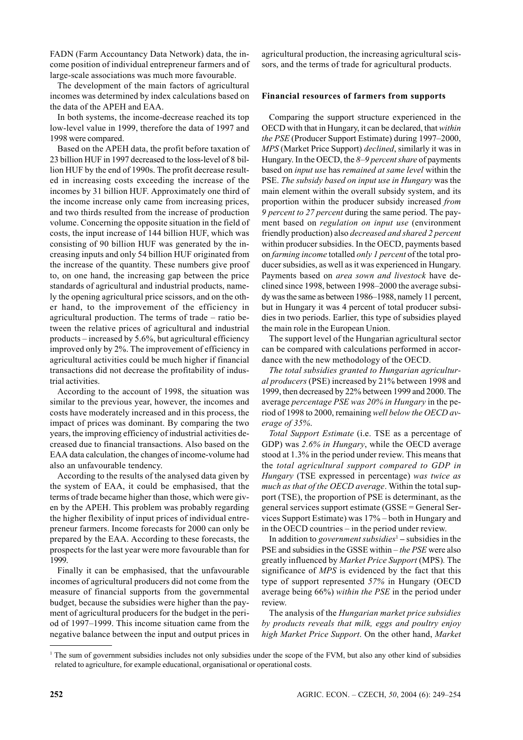FADN (Farm Accountancy Data Network) data, the income position of individual entrepreneur farmers and of large-scale associations was much more favourable.

The development of the main factors of agricultural incomes was determined by index calculations based on the data of the APEH and EAA.

In both systems, the income-decrease reached its top low-level value in 1999, therefore the data of 1997 and 1998 were compared.

Based on the APEH data, the profit before taxation of 23 billion HUF in 1997 decreased to the loss-level of 8 billion HUF by the end of 1990s. The profit decrease resulted in increasing costs exceeding the increase of the incomes by 31 billion HUF. Approximately one third of the income increase only came from increasing prices, and two thirds resulted from the increase of production volume. Concerning the opposite situation in the field of costs, the input increase of 144 billion HUF, which was consisting of 90 billion HUF was generated by the increasing inputs and only 54 billion HUF originated from the increase of the quantity. These numbers give proof to, on one hand, the increasing gap between the price standards of agricultural and industrial products, namely the opening agricultural price scissors, and on the other hand, to the improvement of the efficiency in agricultural production. The terms of trade – ratio between the relative prices of agricultural and industrial products – increased by 5.6%, but agricultural efficiency improved only by 2%. The improvement of efficiency in agricultural activities could be much higher if financial transactions did not decrease the profitability of industrial activities.

According to the account of 1998, the situation was similar to the previous year, however, the incomes and costs have moderately increased and in this process, the impact of prices was dominant. By comparing the two years, the improving efficiency of industrial activities decreased due to financial transactions. Also based on the EAA data calculation, the changes of income-volume had also an unfavourable tendency.

According to the results of the analysed data given by the system of EAA, it could be emphasised, that the terms of trade became higher than those, which were given by the APEH. This problem was probably regarding the higher flexibility of input prices of individual entrepreneur farmers. Income forecasts for 2000 can only be prepared by the EAA. According to these forecasts, the prospects for the last year were more favourable than for 1999.

Finally it can be emphasised, that the unfavourable incomes of agricultural producers did not come from the measure of financial supports from the governmental budget, because the subsidies were higher than the payment of agricultural producers for the budget in the period of 1997–1999. This income situation came from the negative balance between the input and output prices in agricultural production, the increasing agricultural scissors, and the terms of trade for agricultural products.

### Financial resources of farmers from supports

Comparing the support structure experienced in the OECD with that in Hungary, it can be declared, that *within the PSE* (Producer Support Estimate) during 1997–2000, *MPS* (Market Price Support) *declined*, similarly it was in Hungary. In the OECD, the *8–9 percent share* of payments based on *input use* has *remained at same level* within the PSE. *The subsidy based on input use in Hungary* was the main element within the overall subsidy system, and its proportion within the producer subsidy increased *from 9 percent to 27 percent* during the same period. The payment based on *regulation on input use* (environment friendly production) also *decreased and shared 2 percent* within producer subsidies. In the OECD, payments based on *farming income* totalled *only 1 percent* of the total producer subsidies, as well as it was experienced in Hungary. Payments based on *area sown and livestock* have declined since 1998, between 1998–2000 the average subsidy was the same as between 1986–1988, namely 11 percent, but in Hungary it was 4 percent of total producer subsidies in two periods. Earlier, this type of subsidies played the main role in the European Union.

The support level of the Hungarian agricultural sector can be compared with calculations performed in accordance with the new methodology of the OECD.

*The total subsidies granted to Hungarian agricultural producers* (PSE) increased by 21% between 1998 and 1999, then decreased by 22% between 1999 and 2000. The average *percentage PSE was 20% in Hungary* in the period of 1998 to 2000, remaining *well below the OECD average of 35%*.

*Total Support Estimate* (i.e. TSE as a percentage of GDP) was *2.6% in Hungary*, while the OECD average stood at 1.3% in the period under review. This means that the *total agricultural support compared to GDP in Hungary* (TSE expressed in percentage) *was twice as much as that of the OECD average*. Within the total support (TSE), the proportion of PSE is determinant, as the general services support estimate (GSSE = General Services Support Estimate) was 17% – both in Hungary and in the OECD countries – in the period under review.

In addition to *government subsidies*[1] – subsidies in the PSE and subsidies in the GSSE within – *the PSE* were also greatly influenced by *Market Price Support* (MPS). The significance of *MPS* is evidenced by the fact that this type of support represented *57%* in Hungary (OECD average being 66%) *within the PSE* in the period under review.

The analysis of the *Hungarian market price subsidies by products reveals that milk, eggs and poultry enjoy high Market Price Support*. On the other hand, *Market*

[1] The sum of government subsidies includes not only subsidies under the scope of the FVM, but also any other kind of subsidies related to agriculture, for example educational, organisational or operational costs.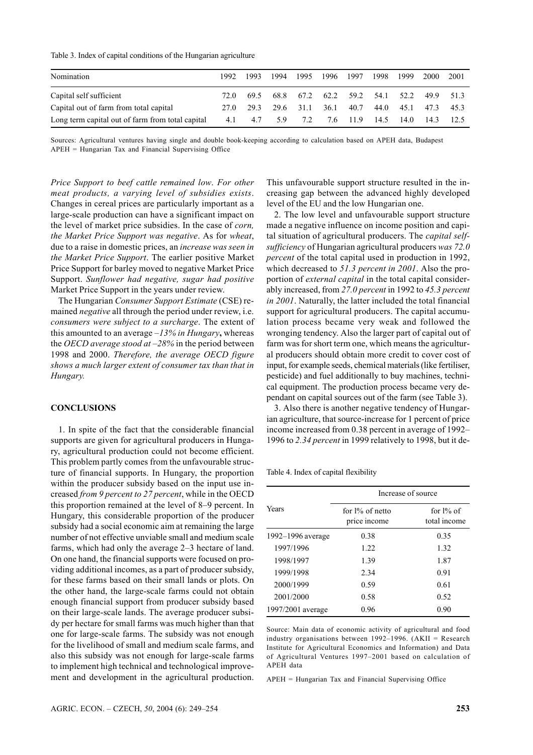Table 3. Index of capital conditions of the Hungarian agriculture

| Nomination | 1992 | 1993 | 1994 | 1995 | 1996 | 1997 | 1998 | 1999 | 2000 | 2001 |
|---|---|---|---|---|---|---|---|---|---|---|
| Capital self sufficient | 72.0 | 69.5 | 68.8 | 67.2 | 62.2 | 59.2 | 54.1 | 52.2 | 49.9 | 51.3 |
| Capital out of farm from total capital | 27.0 | 29.3 | 29.6 | 31.1 | 36.1 | 40.7 | 44.0 | 45.1 | 47.3 | 45.3 |
| Long term capital out of farm from total capital | 4.1 | 4.7 | 5.9 | 7.2 | 7.6 | 11.9 | 14.5 | 14.0 | 14.3 | 12.5 |

Sources: Agricultural ventures having single and double book-keeping according to calculation based on APEH data, Budapest
APEH = Hungarian Tax and Financial Supervising Office

*Price Support to beef cattle remained low*. *For other meat products, a varying level of subsidies exists*. Changes in cereal prices are particularly important as a large-scale production can have a significant impact on the level of market price subsidies. In the case of *corn, the Market Price Support was negative*. As for *wheat*, due to a raise in domestic prices, an *increase was seen in the Market Price Support*. The earlier positive Market Price Support for barley moved to negative Market Price Support. *Sunflower had negative, sugar had positive* Market Price Support in the years under review.

The Hungarian *Consumer Support Estimate* (CSE) remained *negative* all through the period under review, i.e. *consumers were subject to a surcharge*. The extent of this amounted to an average *–13% in Hungary*, whereas the *OECD average stood at –28%* in the period between 1998 and 2000. *Therefore, the average OECD figure shows a much larger extent of consumer tax than that in Hungary.*

## CONCLUSIONS

1. In spite of the fact that the considerable financial supports are given for agricultural producers in Hungary, agricultural production could not become efficient. This problem partly comes from the unfavourable structure of financial supports. In Hungary, the proportion within the producer subsidy based on the input use increased *from 9 percent to 27 percent*, while in the OECD this proportion remained at the level of 8–9 percent. In Hungary, this considerable proportion of the producer subsidy had a social economic aim at remaining the large number of not effective unviable small and medium scale farms, which had only the average 2–3 hectare of land. On one hand, the financial supports were focused on providing additional incomes, as a part of producer subsidy, for these farms based on their small lands or plots. On the other hand, the large-scale farms could not obtain enough financial support from producer subsidy based on their large-scale lands. The average producer subsidy per hectare for small farms was much higher than that one for large-scale farms. The subsidy was not enough for the livelihood of small and medium scale farms, and also this subsidy was not enough for large-scale farms to implement high technical and technological improvement and development in the agricultural production. This unfavourable support structure resulted in the increasing gap between the advanced highly developed level of the EU and the low Hungarian one.

2. The low level and unfavourable support structure made a negative influence on income position and capital situation of agricultural producers. The *capital self-sufficiency* of Hungarian agricultural producers *was 72.0 percent* of the total capital used in production in 1992, which decreased to *51.3 percent in 2001*. Also the proportion of *external capital* in the total capital considerably increased, from *27.0 percent* in 1992 to *45.3 percent in 2001*. Naturally, the latter included the total financial support for agricultural producers. The capital accumulation process became very weak and followed the wronging tendency. Also the larger part of capital out of farm was for short term one, which means the agricultural producers should obtain more credit to cover cost of input, for example seeds, chemical materials (like fertiliser, pesticide) and fuel additionally to buy machines, technical equipment. The production process became very dependant on capital sources out of the farm (see Table 3).

3. Also there is another negative tendency of Hungarian agriculture, that source-increase for 1 percent of price income increased from 0.38 percent in average of 1992–1996 to *2.34 percent* in 1999 relatively to 1998, but it de-

Table 4. Index of capital flexibility

| Years | Increase of source | |
|---|---|---|
| | for 1% of netto price income | for 1% of total income |
| 1992–1996 average | 0.38 | 0.35 |
| 1997/1996 | 1.22 | 1.32 |
| 1998/1997 | 1.39 | 1.87 |
| 1999/1998 | 2.34 | 0.91 |
| 2000/1999 | 0.59 | 0.61 |
| 2001/2000 | 0.58 | 0.52 |
| 1997/2001 average | 0.96 | 0.90 |

Source: Main data of economic activity of agricultural and food industry organisations between 1992–1996. (AKII = Research Institute for Agricultural Economics and Information) and Data of Agricultural Ventures 1997–2001 based on calculation of APEH data

APEH = Hungarian Tax and Financial Supervising Office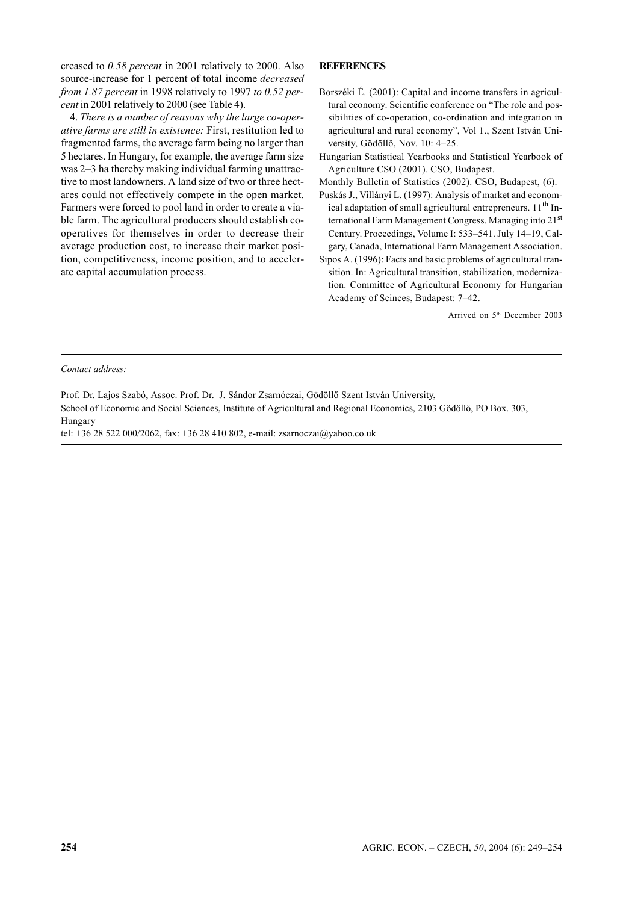creased to *0.58 percent* in 2001 relatively to 2000. Also source-increase for 1 percent of total income *decreased from 1.87 percent* in 1998 relatively to 1997 *to 0.52 percent* in 2001 relatively to 2000 (see Table 4).

4. *There is a number of reasons why the large co-operative farms are still in existence:* First, restitution led to fragmented farms, the average farm being no larger than 5 hectares. In Hungary, for example, the average farm size was 2–3 ha thereby making individual farming unattractive to most landowners. A land size of two or three hectares could not effectively compete in the open market. Farmers were forced to pool land in order to create a viable farm. The agricultural producers should establish co-operatives for themselves in order to decrease their average production cost, to increase their market position, competitiveness, income position, and to accelerate capital accumulation process.

## REFERENCES

Borszéki É. (2001): Capital and income transfers in agricultural economy. Scientific conference on "The role and possibilities of co-operation, co-ordination and integration in agricultural and rural economy", Vol 1., Szent István University, Gödöllő, Nov. 10: 4–25.

Hungarian Statistical Yearbooks and Statistical Yearbook of Agriculture CSO (2001). CSO, Budapest.

Monthly Bulletin of Statistics (2002). CSO, Budapest, (6).

Puskás J., Villányi L. (1997): Analysis of market and economical adaptation of small agricultural entrepreneurs. 11th International Farm Management Congress. Managing into 21st Century. Proceedings, Volume I: 533–541. July 14–19, Calgary, Canada, International Farm Management Association.

Sipos A. (1996): Facts and basic problems of agricultural transition. In: Agricultural transition, stabilization, modernization. Committee of Agricultural Economy for Hungarian Academy of Scinces, Budapest: 7–42.

Arrived on 5th December 2003

*Contact address:*

Prof. Dr. Lajos Szabó, Assoc. Prof. Dr. J. Sándor Zsarnóczai, Gödöllő Szent István University,
School of Economic and Social Sciences, Institute of Agricultural and Regional Economics, 2103 Gödöllő, PO Box. 303, Hungary
tel: +36 28 522 000/2062, fax: +36 28 410 802, e-mail: zsarnoczai@yahoo.co.uk